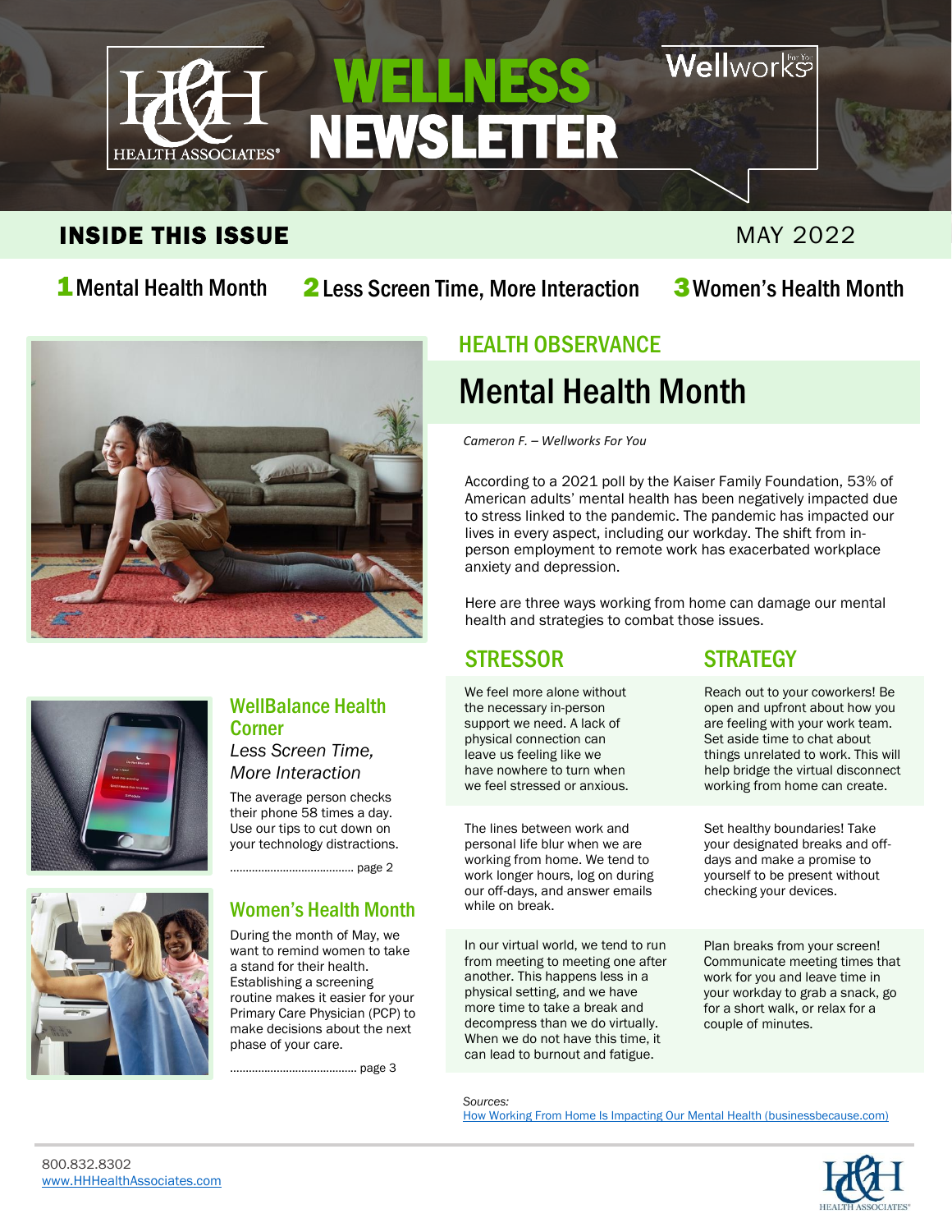# WELLNESS NEWSLETTER

H&H HEALTH ASSOCIATES®

Wellworks For You

## INSIDE THIS ISSUE

MAY 2022

**1** Mental Health Month  **2** Less Screen Time, More Interaction  **3** Women's Health Month

### HEALTH OBSERVANCE

## Mental Health Month

*Cameron F. – Wellworks For You*

According to a 2021 poll by the Kaiser Family Foundation, 53% of American adults' mental health has been negatively impacted due to stress linked to the pandemic. The pandemic has impacted our lives in every aspect, including our workday. The shift from in-person employment to remote work has exacerbated workplace anxiety and depression.

Here are three ways working from home can damage our mental health and strategies to combat those issues.

| STRESSOR | STRATEGY |
| --- | --- |
| We feel more alone without the necessary in-person support we need. A lack of physical connection can leave us feeling like we have nowhere to turn when we feel stressed or anxious. | Reach out to your coworkers! Be open and upfront about how you are feeling with your work team. Set aside time to chat about things unrelated to work. This will help bridge the virtual disconnect working from home can create. |
| The lines between work and personal life blur when we are working from home. We tend to work longer hours, log on during our off-days, and answer emails while on break. | Set healthy boundaries! Take your designated breaks and off-days and make a promise to yourself to be present without checking your devices. |
| In our virtual world, we tend to run from meeting to meeting one after another. This happens less in a physical setting, and we have more time to take a break and decompress than we do virtually. When we do not have this time, it can lead to burnout and fatigue. | Plan breaks from your screen! Communicate meeting times that work for you and leave time in your workday to grab a snack, go for a short walk, or relax for a couple of minutes. |

*Sources:*
How Working From Home Is Impacting Our Mental Health (businessbecause.com)

### WellBalance Health Corner

*Less Screen Time, More Interaction*

The average person checks their phone 58 times a day. Use our tips to cut down on your technology distractions.

....................................... page 2

### Women's Health Month

During the month of May, we want to remind women to take a stand for their health. Establishing a screening routine makes it easier for your Primary Care Physician (PCP) to make decisions about the next phase of your care.

....................................... page 3

800.832.8302
www.HHHealthAssociates.com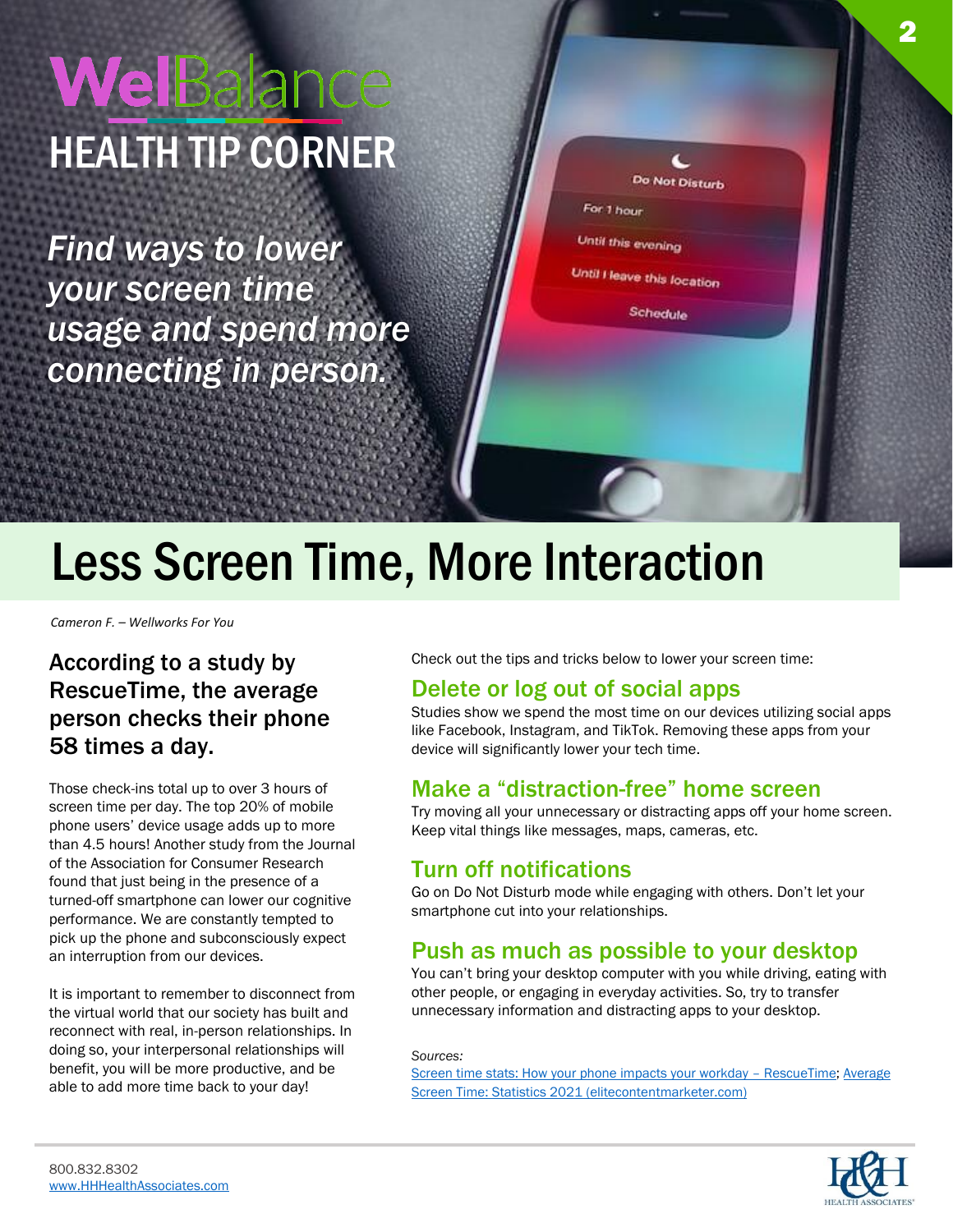# WelBalance HEALTH TIP CORNER

*Find ways to lower your screen time usage and spend more connecting in person.*

# Less Screen Time, More Interaction

*Cameron F. – Wellworks For You*

### According to a study by RescueTime, the average person checks their phone 58 times a day.

Those check-ins total up to over 3 hours of screen time per day. The top 20% of mobile phone users' device usage adds up to more than 4.5 hours! Another study from the Journal of the Association for Consumer Research found that just being in the presence of a turned-off smartphone can lower our cognitive performance. We are constantly tempted to pick up the phone and subconsciously expect an interruption from our devices.

It is important to remember to disconnect from the virtual world that our society has built and reconnect with real, in-person relationships. In doing so, your interpersonal relationships will benefit, you will be more productive, and be able to add more time back to your day!

Check out the tips and tricks below to lower your screen time:

## Delete or log out of social apps

Studies show we spend the most time on our devices utilizing social apps like Facebook, Instagram, and TikTok. Removing these apps from your device will significantly lower your tech time.

## Make a "distraction-free" home screen

Try moving all your unnecessary or distracting apps off your home screen. Keep vital things like messages, maps, cameras, etc.

## Turn off notifications

Go on Do Not Disturb mode while engaging with others. Don't let your smartphone cut into your relationships.

## Push as much as possible to your desktop

You can't bring your desktop computer with you while driving, eating with other people, or engaging in everyday activities. So, try to transfer unnecessary information and distracting apps to your desktop.

*Sources:*

Screen time stats: How your phone impacts your workday – RescueTime; Average Screen Time: Statistics 2021 (elitecontentmarketer.com)

800.832.8302
www.HHHealthAssociates.com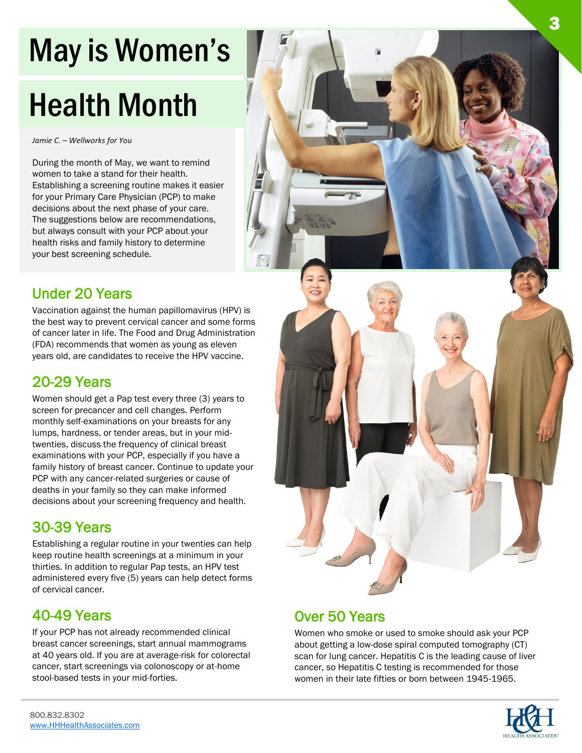# May is Women's Health Month

*Jamie C. – Wellworks for You*

During the month of May, we want to remind women to take a stand for their health. Establishing a screening routine makes it easier for your Primary Care Physician (PCP) to make decisions about the next phase of your care. The suggestions below are recommendations, but always consult with your PCP about your health risks and family history to determine your best screening schedule.

## Under 20 Years

Vaccination against the human papillomavirus (HPV) is the best way to prevent cervical cancer and some forms of cancer later in life. The Food and Drug Administration (FDA) recommends that women as young as eleven years old, are candidates to receive the HPV vaccine.

## 20-29 Years

Women should get a Pap test every three (3) years to screen for precancer and cell changes. Perform monthly self-examinations on your breasts for any lumps, hardness, or tender areas, but in your mid-twenties, discuss the frequency of clinical breast examinations with your PCP, especially if you have a family history of breast cancer. Continue to update your PCP with any cancer-related surgeries or cause of deaths in your family so they can make informed decisions about your screening frequency and health.

## 30-39 Years

Establishing a regular routine in your twenties can help keep routine health screenings at a minimum in your thirties. In addition to regular Pap tests, an HPV test administered every five (5) years can help detect forms of cervical cancer.

## 40-49 Years

If your PCP has not already recommended clinical breast cancer screenings, start annual mammograms at 40 years old. If you are at average-risk for colorectal cancer, start screenings via colonoscopy or at-home stool-based tests in your mid-forties.

## Over 50 Years

Women who smoke or used to smoke should ask your PCP about getting a low-dose spiral computed tomography (CT) scan for lung cancer. Hepatitis C is the leading cause of liver cancer, so Hepatitis C testing is recommended for those women in their late fifties or born between 1945-1965.

800.832.8302
www.HHHealthAssociates.com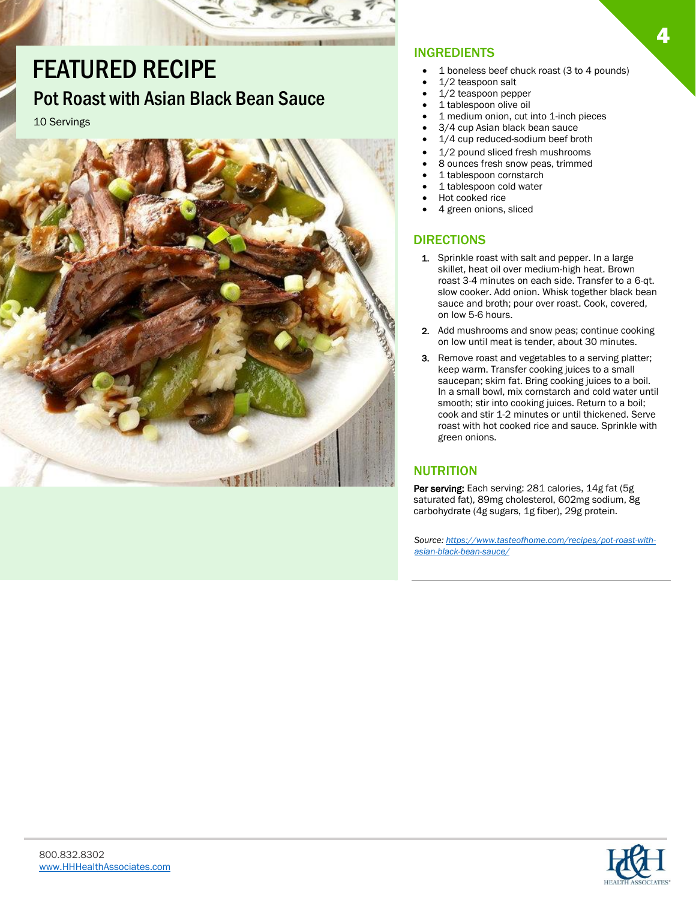# FEATURED RECIPE

## Pot Roast with Asian Black Bean Sauce

10 Servings

### INGREDIENTS

- 1 boneless beef chuck roast (3 to 4 pounds)
- 1/2 teaspoon salt
- 1/2 teaspoon pepper
- 1 tablespoon olive oil
- 1 medium onion, cut into 1-inch pieces
- 3/4 cup Asian black bean sauce
- 1/4 cup reduced-sodium beef broth
- 1/2 pound sliced fresh mushrooms
- 8 ounces fresh snow peas, trimmed
- 1 tablespoon cornstarch
- 1 tablespoon cold water
- Hot cooked rice
- 4 green onions, sliced

### DIRECTIONS

1. Sprinkle roast with salt and pepper. In a large skillet, heat oil over medium-high heat. Brown roast 3-4 minutes on each side. Transfer to a 6-qt. slow cooker. Add onion. Whisk together black bean sauce and broth; pour over roast. Cook, covered, on low 5-6 hours.
2. Add mushrooms and snow peas; continue cooking on low until meat is tender, about 30 minutes.
3. Remove roast and vegetables to a serving platter; keep warm. Transfer cooking juices to a small saucepan; skim fat. Bring cooking juices to a boil. In a small bowl, mix cornstarch and cold water until smooth; stir into cooking juices. Return to a boil; cook and stir 1-2 minutes or until thickened. Serve roast with hot cooked rice and sauce. Sprinkle with green onions.

### NUTRITION

**Per serving:** Each serving: 281 calories, 14g fat (5g saturated fat), 89mg cholesterol, 602mg sodium, 8g carbohydrate (4g sugars, 1g fiber), 29g protein.

*Source: https://www.tasteofhome.com/recipes/pot-roast-with-asian-black-bean-sauce/*

800.832.8302
www.HHHealthAssociates.com